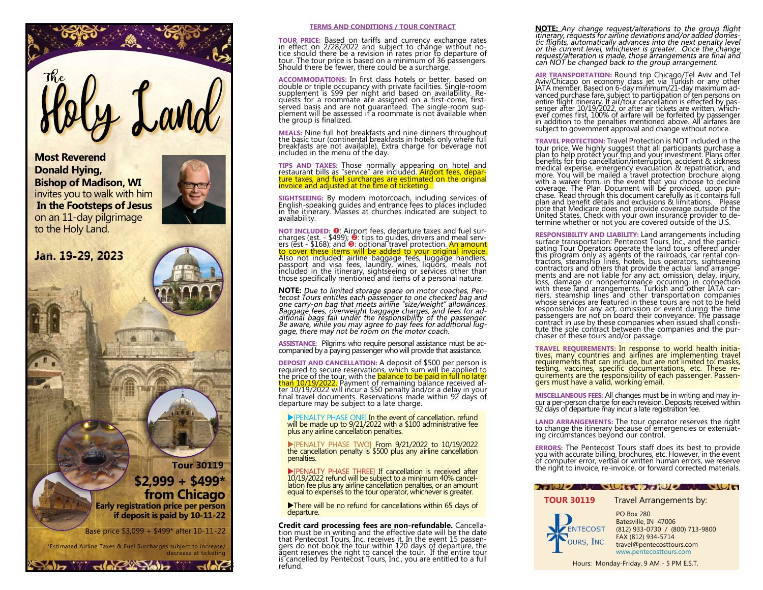# The Holy Land

**Most Reverend Donald Hying, Bishop of Madison, WI** invites you to walk with him **In the Footsteps of Jesus** on an 11-day pilgrimage to the Holy Land.

**Jan. 19-29, 2023**

**Tour 30119**

**$2,999 + $499* from Chicago**

**Early registration price per person if deposit is paid by 10-11-22**

Base price $3,099 + $499* after 10-11-22

*Estimated Airline Taxes & Fuel Surcharges subject to increase/decrease at ticketing

## TERMS AND CONDITIONS / TOUR CONTRACT

**TOUR PRICE:** Based on tariffs and currency exchange rates in effect on 2/28/2022 and subject to change without notice should there be a revision in rates prior to departure of tour. The tour price is based on a minimum of 36 passengers. Should there be fewer, there could be a surcharge.

**ACCOMMODATIONS:** In first class hotels or better, based on double or triple occupancy with private facilities. Single-room supplement is $99 per night and based on availability. Requests for a roommate are assigned on a first-come, first-served basis and are not guaranteed. The single-room supplement will be assessed if a roommate is not available when the group is finalized.

**MEALS:** Nine full hot breakfasts and nine dinners throughout the basic tour (continental breakfasts in hotels only where full breakfasts are not available). Extra charge for beverage not included in the menu of the day.

**TIPS AND TAXES:** Those normally appearing on hotel and restaurant bills as "service" are included. Airport fees, departure taxes, and fuel surcharges are estimated on the original invoice and adjusted at the time of ticketing.

**SIGHTSEEING:** By modern motorcoach, including services of English-speaking guides and entrance fees to places included in the itinerary. Masses at churches indicated are subject to availability.

**NOT INCLUDED:** ❶: Airport fees, departure taxes and fuel surcharges (est. - $499); ❷: tips to guides, drivers and meal servers (est - $168); and ❸: optional travel protection. An amount to cover these items will be added to your original invoice. Also not included: airline baggage fees, luggage handlers, passport and visa fees, laundry, wines, liquors, meals not included in the itinerary, sightseeing or services other than those specifically mentioned and items of a personal nature.

**NOTE:** *Due to limited storage space on motor coaches, Pentecost Tours entitles each passenger to one checked bag and one carry-on bag that meets airline "size/weight" allowances. Baggage fees, overweight baggage charges, and fees for additional bags fall under the responsibility of the passenger. Be aware, while you may agree to pay fees for additional luggage, there may not be room on the motor coach.*

**ASSISTANCE:** Pilgrims who require personal assistance must be accompanied by a paying passenger who will provide that assistance.

**DEPOSIT AND CANCELLATION:** A deposit of $500 per person is required to secure reservations, which sum will be applied to the price of the tour, with the balance to be paid in full no later than 10/19/2022. Payment of remaining balance received after 10/19/2022 will incur a $50 penalty and/or a delay in your final travel documents. Reservations made within 92 days of departure may be subject to a late charge.

▶[PENALTY PHASE ONE] In the event of cancellation, refund will be made up to 9/21/2022 with a $100 administrative fee plus any airline cancellation penalties.

▶[PENALTY PHASE TWO] From 9/21/2022 to 10/19/2022 the cancellation penalty is $500 plus any airline cancellation penalties.

▶[PENALTY PHASE THREE] If cancellation is received after 10/19/2022 refund will be subject to a minimum 40% cancellation fee plus any airline cancellation penalties, or an amount equal to expenses to the tour operator, whichever is greater.

▶There will be no refund for cancellations within 65 days of departure.

**Credit card processing fees are non-refundable.** Cancellation must be in writing and the effective date will be the date that Pentecost Tours, Inc. receives it. In the event 15 passengers do not book the tour within 120 days of departure, the agent reserves the right to cancel the tour. If the entire tour is cancelled by Pentecost Tours, Inc., you are entitled to a full refund.

**NOTE:** *Any change request/alterations to the group flight itinerary, requests for airline deviations and/or added domestic flights, automatically advances into the next penalty level or the current level, whichever is greater. Once the change request/alteration is made, those arrangements are final and can NOT be changed back to the group arrangement.*

**AIR TRANSPORTATION:** Round trip Chicago/Tel Aviv and Tel Aviv/Chicago on economy class jet via Turkish or any other IATA member. Based on 6-day minimum/21-day maximum advanced purchase fare, subject to participation of ten persons on entire flight itinerary. If air/tour cancellation is effected by passenger after 10/19/2022, or after air tickets are written, whichever comes first, 100% of airfare will be forfeited by passenger in addition to the penalties mentioned above. All airfares are subject to government approval and change without notice.

**TRAVEL PROTECTION:** Travel Protection is NOT included in the tour price. We highly suggest that all participants purchase a plan to help protect your trip and your investment. Plans offer benefits for trip cancellation/interruption, accident & sickness medical expense, emergency evacuation & repatriation, and more. You will be mailed a travel protection brochure along with a waiver form, in the event that you choose to decline coverage. The Plan Document will be provided, upon purchase. Read through this document carefully as it contains full plan and benefit details and exclusions & limitations. Please note that Medicare does not provide coverage outside of the United States. Check with your own insurance provider to determine whether or not you are covered outside of the U.S.

**RESPONSIBILITY AND LIABILITY:** Land arrangements including surface transportation: Pentecost Tours, Inc., and the participating Tour Operators operate the land tours offered under this program only as agents of the railroads, car rental contractors, steamship lines, hotels, bus operators, sightseeing contractors and others that provide the actual land arrangements and are not liable for any act, omission, delay, injury, loss, damage or nonperformance occurring in connection with these land arrangements. Turkish and other IATA carriers, steamship lines and other transportation companies whose services are featured in these tours are not to be held responsible for any act, omission or event during the time passengers are not on board their conveyance. The passage contract in use by these companies when issued shall constitute the sole contract between the companies and the purchaser of these tours and/or passage.

**TRAVEL REQUIREMENTS:** In response to world health initiatives, many countries and airlines are implementing travel requirements that can include, but are not limited to: masks, testing, vaccines, specific documentations, etc. These requirements are the responsibility of each passenger. Passengers must have a valid, working email.

**MISCELLANEOUS FEES:** All changes must be in writing and may incur a per-person charge for each revision. Deposits received within 92 days of departure may incur a late registration fee.

**LAND ARRANGEMENTS:** The tour operator reserves the right to change the itinerary because of emergencies or extenuating circumstances beyond our control.

**ERRORS:** The Pentecost Tours staff does its best to provide you with accurate billing, brochures, etc. However, in the event of computer error, verbal or written human errors, we reserve the right to invoice, re-invoice, or forward corrected materials.

**TOUR 30119** Travel Arrangements by:

Pentecost Tours, Inc.

PO Box 280
Batesville, IN 47006
(812) 933-0730 / (800) 713-9800
FAX (812) 934-5714
travel@pentecosttours.com
www.pentecosttours.com

Hours: Monday-Friday, 9 AM - 5 PM E.S.T.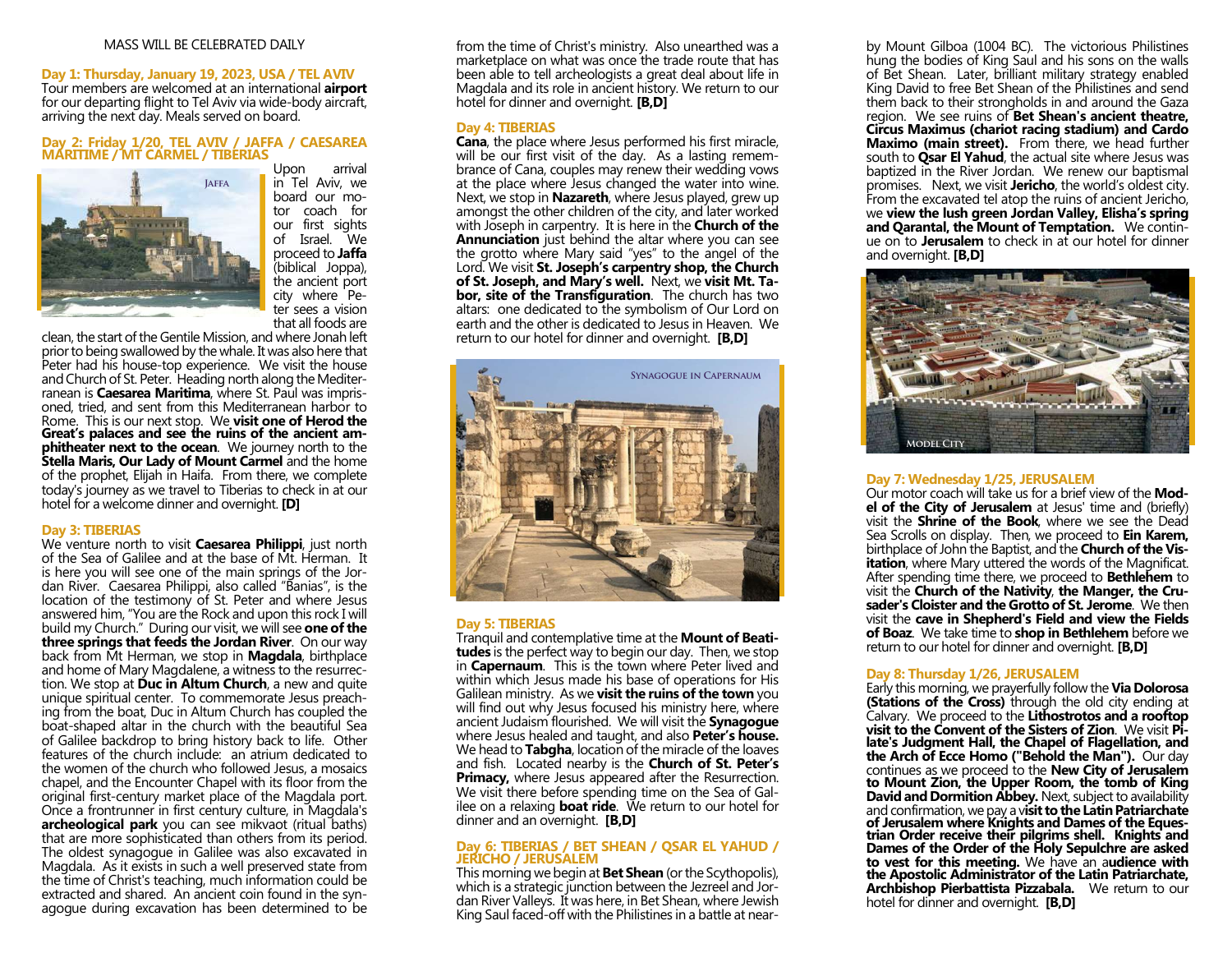MASS WILL BE CELEBRATED DAILY

## Day 1: Thursday, January 19, 2023, USA / TEL AVIV

Tour members are welcomed at an international **airport** for our departing flight to Tel Aviv via wide-body aircraft, arriving the next day. Meals served on board.

## Day 2: Friday 1/20, TEL AVIV / JAFFA / CAESAREA MARITIME / MT CARMEL / TIBERIAS

JAFFA

Upon arrival in Tel Aviv, we board our motor coach for our first sights of Israel. We proceed to **Jaffa** (biblical Joppa), the ancient port city where Peter sees a vision that all foods are clean, the start of the Gentile Mission, and where Jonah left prior to being swallowed by the whale. It was also here that Peter had his house-top experience. We visit the house and Church of St. Peter. Heading north along the Mediterranean is **Caesarea Maritima**, where St. Paul was imprisoned, tried, and sent from this Mediterranean harbor to Rome. This is our next stop. We **visit one of Herod the Great's palaces and see the ruins of the ancient amphitheater next to the ocean**. We journey north to the **Stella Maris, Our Lady of Mount Carmel** and the home of the prophet, Elijah in Haifa. From there, we complete today's journey as we travel to Tiberias to check in at our hotel for a welcome dinner and overnight. **[D]**

## Day 3: TIBERIAS

We venture north to visit **Caesarea Philippi**, just north of the Sea of Galilee and at the base of Mt. Herman. It is here you will see one of the main springs of the Jordan River. Caesarea Philippi, also called "Banias", is the location of the testimony of St. Peter and where Jesus answered him, "You are the Rock and upon this rock I will build my Church." During our visit, we will see **one of the three springs that feeds the Jordan River**. On our way back from Mt Herman, we stop in **Magdala**, birthplace and home of Mary Magdalene, a witness to the resurrection. We stop at **Duc in Altum Church**, a new and quite unique spiritual center. To commemorate Jesus preaching from the boat, Duc in Altum Church has coupled the boat-shaped altar in the church with the beautiful Sea of Galilee backdrop to bring history back to life. Other features of the church include: an atrium dedicated to the women of the church who followed Jesus, a mosaics chapel, and the Encounter Chapel with its floor from the original first-century market place of the Magdala port. Once a frontrunner in first century culture, in Magdala's **archeological park** you can see mikvaot (ritual baths) that are more sophisticated than others from its period. The oldest synagogue in Galilee was also excavated in Magdala. As it exists in such a well preserved state from the time of Christ's teaching, much information could be extracted and shared. An ancient coin found in the synagogue during excavation has been determined to be from the time of Christ's ministry. Also unearthed was a marketplace on what was once the trade route that has been able to tell archeologists a great deal about life in Magdala and its role in ancient history. We return to our hotel for dinner and overnight. **[B,D]**

## Day 4: TIBERIAS

**Cana**, the place where Jesus performed his first miracle, will be our first visit of the day. As a lasting remembrance of Cana, couples may renew their wedding vows at the place where Jesus changed the water into wine. Next, we stop in **Nazareth**, where Jesus played, grew up amongst the other children of the city, and later worked with Joseph in carpentry. It is here in the **Church of the Annunciation** just behind the altar where you can see the grotto where Mary said "yes" to the angel of the Lord. We visit **St. Joseph's carpentry shop, the Church of St. Joseph, and Mary's well.** Next, we **visit Mt. Tabor, site of the Transfiguration**. The church has two altars: one dedicated to the symbolism of Our Lord on earth and the other is dedicated to Jesus in Heaven. We return to our hotel for dinner and overnight. **[B,D]**

SYNAGOGUE IN CAPERNAUM

## Day 5: TIBERIAS

Tranquil and contemplative time at the **Mount of Beatitudes** is the perfect way to begin our day. Then, we stop in **Capernaum**. This is the town where Peter lived and within which Jesus made his base of operations for His Galilean ministry. As we **visit the ruins of the town** you will find out why Jesus focused his ministry here, where ancient Judaism flourished. We will visit the **Synagogue** where Jesus healed and taught, and also **Peter's house.** We head to **Tabgha**, location of the miracle of the loaves and fish. Located nearby is the **Church of St. Peter's Primacy,** where Jesus appeared after the Resurrection. We visit there before spending time on the Sea of Galilee on a relaxing **boat ride**. We return to our hotel for dinner and an overnight. **[B,D]**

## Day 6: TIBERIAS / BET SHEAN / QSAR EL YAHUD / JERICHO / JERUSALEM

This morning we begin at **Bet Shean** (or the Scythopolis), which is a strategic junction between the Jezreel and Jordan River Valleys. It was here, in Bet Shean, where Jewish King Saul faced-off with the Philistines in a battle at nearby Mount Gilboa (1004 BC). The victorious Philistines hung the bodies of King Saul and his sons on the walls of Bet Shean. Later, brilliant military strategy enabled King David to free Bet Shean of the Philistines and send them back to their strongholds in and around the Gaza region. We see ruins of **Bet Shean's ancient theatre, Circus Maximus (chariot racing stadium) and Cardo Maximo (main street).** From there, we head further south to **Qsar El Yahud**, the actual site where Jesus was baptized in the River Jordan. We renew our baptismal promises. Next, we visit **Jericho**, the world's oldest city. From the excavated tel atop the ruins of ancient Jericho, we **view the lush green Jordan Valley, Elisha's spring and Qarantal, the Mount of Temptation.** We continue on to **Jerusalem** to check in at our hotel for dinner and overnight. **[B,D]**

MODEL CITY

## Day 7: Wednesday 1/25, JERUSALEM

Our motor coach will take us for a brief view of the **Model of the City of Jerusalem** at Jesus' time and (briefly) visit the **Shrine of the Book**, where we see the Dead Sea Scrolls on display. Then, we proceed to **Ein Karem,** birthplace of John the Baptist, and the **Church of the Visitation**, where Mary uttered the words of the Magnificat. After spending time there, we proceed to **Bethlehem** to visit the **Church of the Nativity**, **the Manger, the Crusader's Cloister and the Grotto of St. Jerome**. We then visit the **cave in Shepherd's Field and view the Fields of Boaz**. We take time to **shop in Bethlehem** before we return to our hotel for dinner and overnight. **[B,D]**

## Day 8: Thursday 1/26, JERUSALEM

Early this morning, we prayerfully follow the **Via Dolorosa (Stations of the Cross)** through the old city ending at Calvary. We proceed to the **Lithostrotos and a rooftop visit to the Convent of the Sisters of Zion**. We visit **Pilate's Judgment Hall, the Chapel of Flagellation, and the Arch of Ecce Homo ("Behold the Man").** Our day continues as we proceed to the **New City of Jerusalem to Mount Zion, the Upper Room, the tomb of King David and Dormition Abbey.** Next, subject to availability and confirmation, we pay a **visit to the Latin Patriarchate of Jerusalem where Knights and Dames of the Equestrian Order receive their pilgrims shell. Knights and Dames of the Order of the Holy Sepulchre are asked to vest for this meeting.** We have an a**udience with the Apostolic Administrator of the Latin Patriarchate, Archbishop Pierbattista Pizzabala.** We return to our hotel for dinner and overnight. **[B,D]**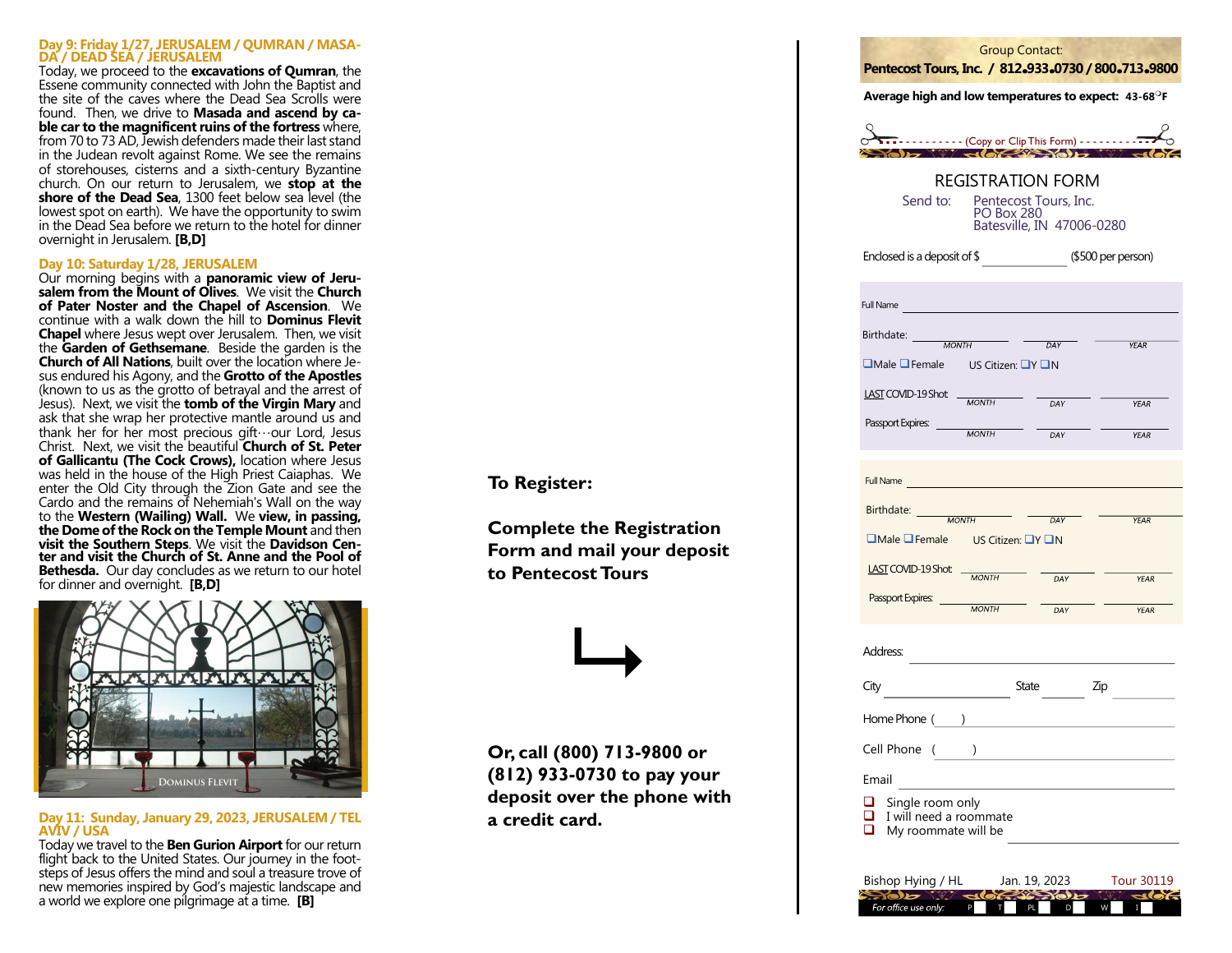### Day 9: Friday 1/27, JERUSALEM / QUMRAN / MASADA / DEAD SEA / JERUSALEM

Today, we proceed to the **excavations of Qumran**, the Essene community connected with John the Baptist and the site of the caves where the Dead Sea Scrolls were found. Then, we drive to **Masada and ascend by cable car to the magnificent ruins of the fortress** where, from 70 to 73 AD, Jewish defenders made their last stand in the Judean revolt against Rome. We see the remains of storehouses, cisterns and a sixth-century Byzantine church. On our return to Jerusalem, we **stop at the shore of the Dead Sea**, 1300 feet below sea level (the lowest spot on earth). We have the opportunity to swim in the Dead Sea before we return to the hotel for dinner overnight in Jerusalem. **[B,D]**

### Day 10: Saturday 1/28, JERUSALEM

Our morning begins with a **panoramic view of Jerusalem from the Mount of Olives**. We visit the **Church of Pater Noster and the Chapel of Ascension**. We continue with a walk down the hill to **Dominus Flevit Chapel** where Jesus wept over Jerusalem. Then, we visit the **Garden of Gethsemane**. Beside the garden is the **Church of All Nations**, built over the location where Jesus endured his Agony, and the **Grotto of the Apostles** (known to us as the grotto of betrayal and the arrest of Jesus). Next, we visit the **tomb of the Virgin Mary** and ask that she wrap her protective mantle around us and thank her for her most precious gift···our Lord, Jesus Christ. Next, we visit the beautiful **Church of St. Peter of Gallicantu (The Cock Crows),** location where Jesus was held in the house of the High Priest Caiaphas. We enter the Old City through the Zion Gate and see the Cardo and the remains of Nehemiah's Wall on the way to the **Western (Wailing) Wall.** We **view, in passing, the Dome of the Rock on the Temple Mount** and then **visit the Southern Steps**. We visit the **Davidson Center and visit the Church of St. Anne and the Pool of Bethesda.** Our day concludes as we return to our hotel for dinner and overnight. **[B,D]**

DOMINUS FLEVIT

### Day 11: Sunday, January 29, 2023, JERUSALEM / TEL AVIV / USA

Today we travel to the **Ben Gurion Airport** for our return flight back to the United States. Our journey in the footsteps of Jesus offers the mind and soul a treasure trove of new memories inspired by God's majestic landscape and a world we explore one pilgrimage at a time. **[B]**

**To Register:**

**Complete the Registration Form and mail your deposit to Pentecost Tours**

**Or, call (800) 713-9800 or (812) 933-0730 to pay your deposit over the phone with a credit card.**

Group Contact:
**Pentecost Tours, Inc. / 812.933.0730 / 800.713.9800**

**Average high and low temperatures to expect: 43-68°F**

- - - - - - - - - - (Copy or Clip This Form) - - - - - - - - - -

## REGISTRATION FORM

Send to: Pentecost Tours, Inc.
PO Box 280
Batesville, IN 47006-0280

Enclosed is a deposit of $ ____________ ($500 per person)

Full Name ____________________

Birthdate: ______ MONTH ______ DAY ______ YEAR

❑Male ❑Female US Citizen: ❑Y ❑N

LAST COVID-19 Shot ______ MONTH ______ DAY ______ YEAR

Passport Expires: ______ MONTH ______ DAY ______ YEAR

Full Name ____________________

Birthdate: ______ MONTH ______ DAY ______ YEAR

❑Male ❑Female US Citizen: ❑Y ❑N

LAST COVID-19 Shot ______ MONTH ______ DAY ______ YEAR

Passport Expires: ______ MONTH ______ DAY ______ YEAR

Address: ____________________

City ____________ State ______ Zip ______

Home Phone ( ) ____________________

Cell Phone ( ) ____________________

Email ____________________

❑ Single room only
❑ I will need a roommate
❑ My roommate will be ____________

Bishop Hying / HL Jan. 19, 2023 Tour 30119

*For office use only:* P T PL D W I